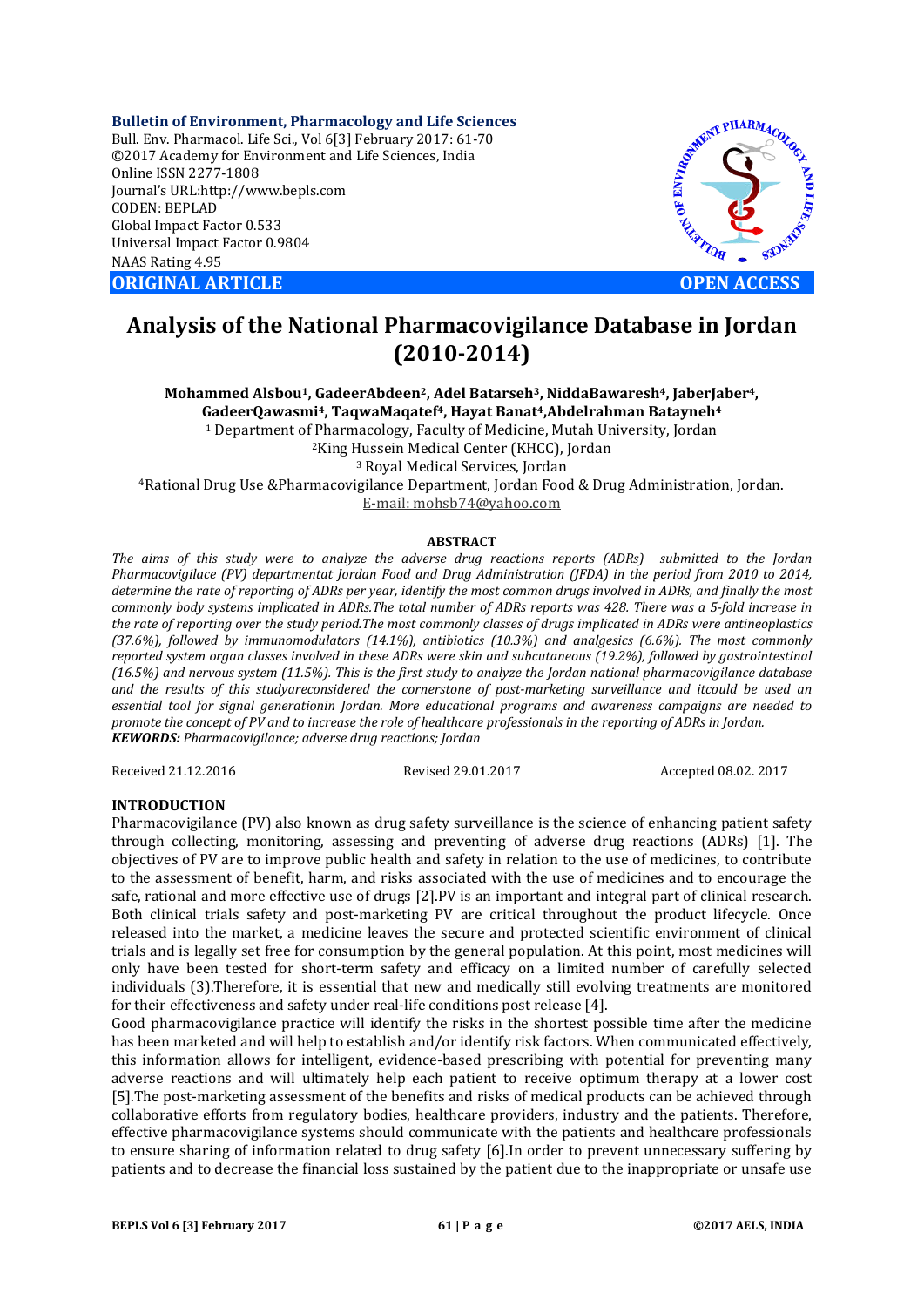Bulletin of Environment, Pharmacology and Life Sciences
Bull. Env. Pharmacol. Life Sci., Vol 6[3] February 2017: 61-70
©2017 Academy for Environment and Life Sciences, India
Online ISSN 2277-1808
Journal's URL:http://www.bepls.com
CODEN: BEPLAD
Global Impact Factor 0.533
Universal Impact Factor 0.9804
NAAS Rating 4.95

**ORIGINAL ARTICLE** **OPEN ACCESS**

# Analysis of the National Pharmacovigilance Database in Jordan (2010-2014)

**Mohammed Alsbou[1], GadeerAbdeen[2], Adel Batarseh[3], NiddaBawaresh[4], JaberJaber[4], GadeerQawasmi[4], TaqwaMaqatef[4], Hayat Banat[4],Abdelrahman Batayneh[4]**

[1] Department of Pharmacology, Faculty of Medicine, Mutah University, Jordan
[2]King Hussein Medical Center (KHCC), Jordan
[3] Royal Medical Services, Jordan
[4]Rational Drug Use &Pharmacovigilance Department, Jordan Food & Drug Administration, Jordan.
E-mail: mohsb74@yahoo.com

**ABSTRACT**

*The aims of this study were to analyze the adverse drug reactions reports (ADRs) submitted to the Jordan Pharmacovigilace (PV) departmentat Jordan Food and Drug Administration (JFDA) in the period from 2010 to 2014, determine the rate of reporting of ADRs per year, identify the most common drugs involved in ADRs, and finally the most commonly body systems implicated in ADRs.The total number of ADRs reports was 428. There was a 5-fold increase in the rate of reporting over the study period.The most commonly classes of drugs implicated in ADRs were antineoplastics (37.6%), followed by immunomodulators (14.1%), antibiotics (10.3%) and analgesics (6.6%). The most commonly reported system organ classes involved in these ADRs were skin and subcutaneous (19.2%), followed by gastrointestinal (16.5%) and nervous system (11.5%). This is the first study to analyze the Jordan national pharmacovigilance database and the results of this studyareconsidered the cornerstone of post-marketing surveillance and itcould be used an essential tool for signal generationin Jordan. More educational programs and awareness campaigns are needed to promote the concept of PV and to increase the role of healthcare professionals in the reporting of ADRs in Jordan.*
***KEWORDS:** Pharmacovigilance; adverse drug reactions; Jordan*

Received 21.12.2016 Revised 29.01.2017 Accepted 08.02. 2017

## INTRODUCTION

Pharmacovigilance (PV) also known as drug safety surveillance is the science of enhancing patient safety through collecting, monitoring, assessing and preventing of adverse drug reactions (ADRs) [1]. The objectives of PV are to improve public health and safety in relation to the use of medicines, to contribute to the assessment of benefit, harm, and risks associated with the use of medicines and to encourage the safe, rational and more effective use of drugs [2].PV is an important and integral part of clinical research. Both clinical trials safety and post-marketing PV are critical throughout the product lifecycle. Once released into the market, a medicine leaves the secure and protected scientific environment of clinical trials and is legally set free for consumption by the general population. At this point, most medicines will only have been tested for short-term safety and efficacy on a limited number of carefully selected individuals (3).Therefore, it is essential that new and medically still evolving treatments are monitored for their effectiveness and safety under real-life conditions post release [4].

Good pharmacovigilance practice will identify the risks in the shortest possible time after the medicine has been marketed and will help to establish and/or identify risk factors. When communicated effectively, this information allows for intelligent, evidence-based prescribing with potential for preventing many adverse reactions and will ultimately help each patient to receive optimum therapy at a lower cost [5].The post-marketing assessment of the benefits and risks of medical products can be achieved through collaborative efforts from regulatory bodies, healthcare providers, industry and the patients. Therefore, effective pharmacovigilance systems should communicate with the patients and healthcare professionals to ensure sharing of information related to drug safety [6].In order to prevent unnecessary suffering by patients and to decrease the financial loss sustained by the patient due to the inappropriate or unsafe use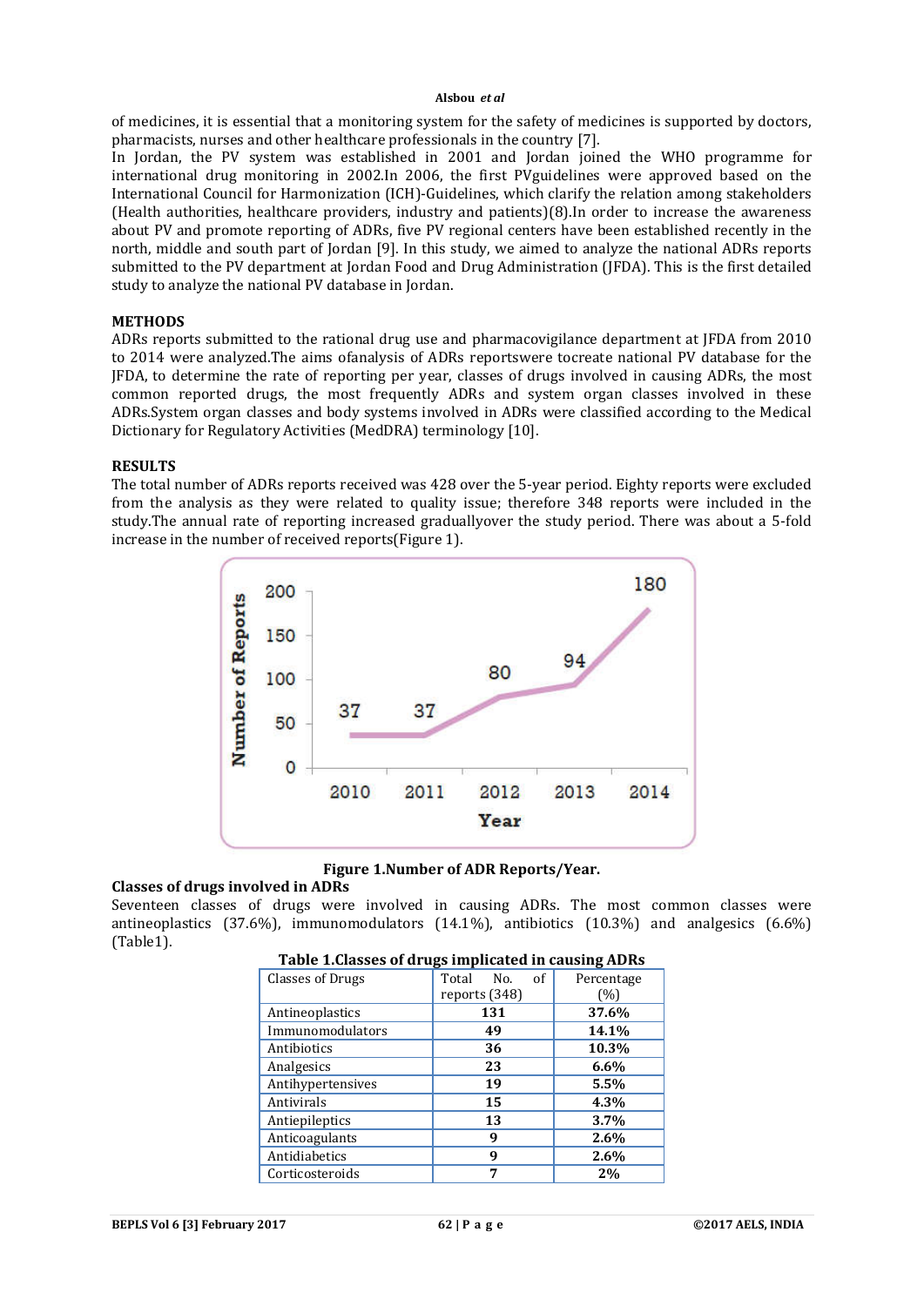of medicines, it is essential that a monitoring system for the safety of medicines is supported by doctors, pharmacists, nurses and other healthcare professionals in the country [7].

In Jordan, the PV system was established in 2001 and Jordan joined the WHO programme for international drug monitoring in 2002.In 2006, the first PVguidelines were approved based on the International Council for Harmonization (ICH)-Guidelines, which clarify the relation among stakeholders (Health authorities, healthcare providers, industry and patients)(8).In order to increase the awareness about PV and promote reporting of ADRs, five PV regional centers have been established recently in the north, middle and south part of Jordan [9]. In this study, we aimed to analyze the national ADRs reports submitted to the PV department at Jordan Food and Drug Administration (JFDA). This is the first detailed study to analyze the national PV database in Jordan.

**METHODS**

ADRs reports submitted to the rational drug use and pharmacovigilance department at JFDA from 2010 to 2014 were analyzed.The aims ofanalysis of ADRs reportswere tocreate national PV database for the JFDA, to determine the rate of reporting per year, classes of drugs involved in causing ADRs, the most common reported drugs, the most frequently ADRs and system organ classes involved in these ADRs.System organ classes and body systems involved in ADRs were classified according to the Medical Dictionary for Regulatory Activities (MedDRA) terminology [10].

**RESULTS**

The total number of ADRs reports received was 428 over the 5-year period. Eighty reports were excluded from the analysis as they were related to quality issue; therefore 348 reports were included in the study.The annual rate of reporting increased graduallyover the study period. There was about a 5-fold increase in the number of received reports(Figure 1).

| Year | Number of Reports |
|---|---|
| 2010 | 37 |
| 2011 | 37 |
| 2012 | 80 |
| 2013 | 94 |
| 2014 | 180 |

**Figure 1.Number of ADR Reports/Year.**

**Classes of drugs involved in ADRs**

Seventeen classes of drugs were involved in causing ADRs. The most common classes were antineoplastics (37.6%), immunomodulators (14.1%), antibiotics (10.3%) and analgesics (6.6%) (Table1).

**Table 1.Classes of drugs implicated in causing ADRs**

| Classes of Drugs | Total No. of reports (348) | Percentage (%) |
|---|---|---|
| Antineoplastics | **131** | **37.6%** |
| Immunomodulators | **49** | **14.1%** |
| Antibiotics | **36** | **10.3%** |
| Analgesics | **23** | **6.6%** |
| Antihypertensives | **19** | **5.5%** |
| Antivirals | **15** | **4.3%** |
| Antiepileptics | **13** | **3.7%** |
| Anticoagulants | **9** | **2.6%** |
| Antidiabetics | **9** | **2.6%** |
| Corticosteroids | **7** | **2%** |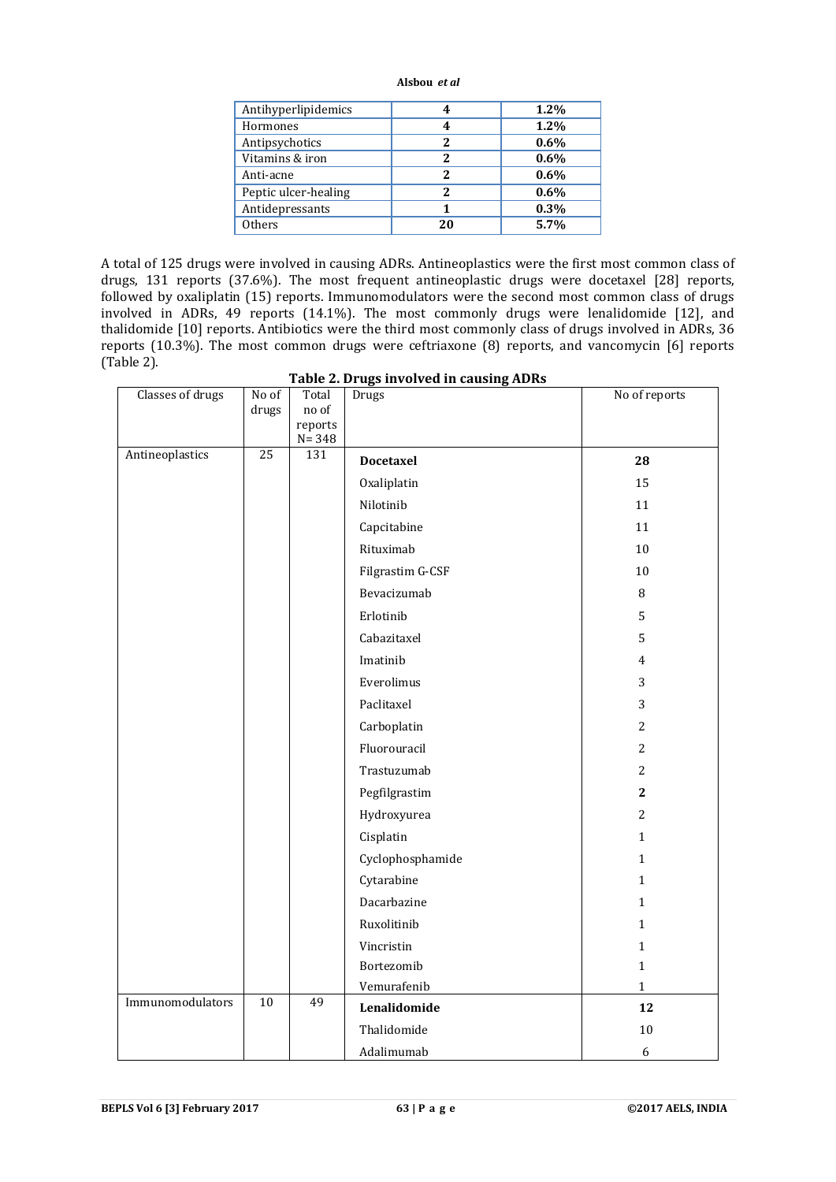| Antihyperlipidemics | **4** | **1.2%** |
|---|---|---|
| Hormones | **4** | **1.2%** |
| Antipsychotics | **2** | **0.6%** |
| Vitamins & iron | **2** | **0.6%** |
| Anti-acne | **2** | **0.6%** |
| Peptic ulcer-healing | **2** | **0.6%** |
| Antidepressants | **1** | **0.3%** |
| Others | **20** | **5.7%** |

A total of 125 drugs were involved in causing ADRs. Antineoplastics were the first most common class of drugs, 131 reports (37.6%). The most frequent antineoplastic drugs were docetaxel [28] reports, followed by oxaliplatin (15) reports. Immunomodulators were the second most common class of drugs involved in ADRs, 49 reports (14.1%). The most commonly drugs were lenalidomide [12], and thalidomide [10] reports. Antibiotics were the third most commonly class of drugs involved in ADRs, 36 reports (10.3%). The most common drugs were ceftriaxone (8) reports, and vancomycin [6] reports (Table 2).

**Table 2. Drugs involved in causing ADRs**

| Classes of drugs | No of drugs | Total no of reports N= 348 | Drugs | No of reports |
|---|---|---|---|---|
| Antineoplastics | 25 | 131 | **Docetaxel** | **28** |
| | | | Oxaliplatin | 15 |
| | | | Nilotinib | 11 |
| | | | Capcitabine | 11 |
| | | | Rituximab | 10 |
| | | | Filgrastim G-CSF | 10 |
| | | | Bevacizumab | 8 |
| | | | Erlotinib | 5 |
| | | | Cabazitaxel | 5 |
| | | | Imatinib | 4 |
| | | | Everolimus | 3 |
| | | | Paclitaxel | 3 |
| | | | Carboplatin | 2 |
| | | | Fluorouracil | 2 |
| | | | Trastuzumab | 2 |
| | | | Pegfilgrastim | **2** |
| | | | Hydroxyurea | 2 |
| | | | Cisplatin | 1 |
| | | | Cyclophosphamide | 1 |
| | | | Cytarabine | 1 |
| | | | Dacarbazine | 1 |
| | | | Ruxolitinib | 1 |
| | | | Vincristin | 1 |
| | | | Bortezomib | 1 |
| | | | Vemurafenib | 1 |
| Immunomodulators | 10 | 49 | **Lenalidomide** | **12** |
| | | | Thalidomide | 10 |
| | | | Adalimumab | 6 |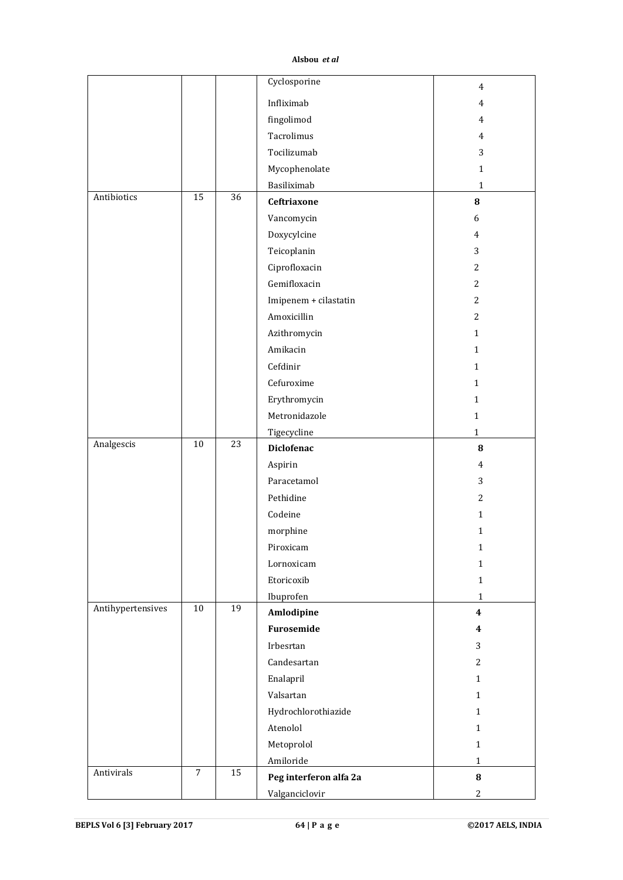| | | | | |
|---|---|---|---|---|
| | | | Cyclosporine | 4 |
| | | | Infliximab | 4 |
| | | | fingolimod | 4 |
| | | | Tacrolimus | 4 |
| | | | Tocilizumab | 3 |
| | | | Mycophenolate | 1 |
| | | | Basiliximab | 1 |
| Antibiotics | 15 | 36 | **Ceftriaxone** | **8** |
| | | | Vancomycin | 6 |
| | | | Doxycylcine | 4 |
| | | | Teicoplanin | 3 |
| | | | Ciprofloxacin | 2 |
| | | | Gemifloxacin | 2 |
| | | | Imipenem + cilastatin | 2 |
| | | | Amoxicillin | 2 |
| | | | Azithromycin | 1 |
| | | | Amikacin | 1 |
| | | | Cefdinir | 1 |
| | | | Cefuroxime | 1 |
| | | | Erythromycin | 1 |
| | | | Metronidazole | 1 |
| | | | Tigecycline | 1 |
| Analgescis | 10 | 23 | **Diclofenac** | **8** |
| | | | Aspirin | 4 |
| | | | Paracetamol | 3 |
| | | | Pethidine | 2 |
| | | | Codeine | 1 |
| | | | morphine | 1 |
| | | | Piroxicam | 1 |
| | | | Lornoxicam | 1 |
| | | | Etoricoxib | 1 |
| | | | Ibuprofen | 1 |
| Antihypertensives | 10 | 19 | **Amlodipine** | **4** |
| | | | **Furosemide** | **4** |
| | | | Irbesrtan | 3 |
| | | | Candesartan | 2 |
| | | | Enalapril | 1 |
| | | | Valsartan | 1 |
| | | | Hydrochlorothiazide | 1 |
| | | | Atenolol | 1 |
| | | | Metoprolol | 1 |
| | | | Amiloride | 1 |
| Antivirals | 7 | 15 | **Peg interferon alfa 2a** | **8** |
| | | | Valganciclovir | 2 |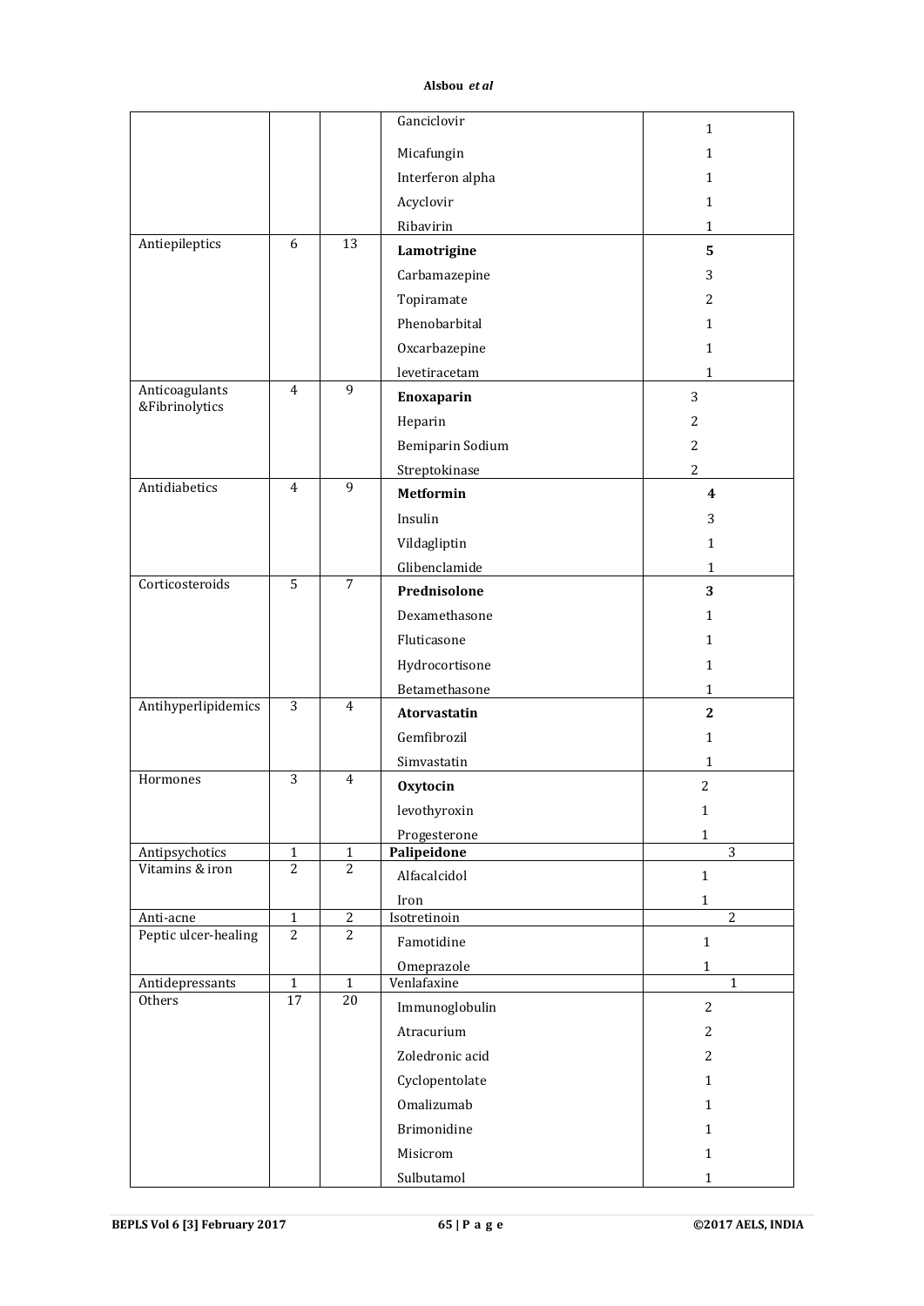| | | | | |
|---|---|---|---|---|
| | | | Ganciclovir | 1 |
| | | | Micafungin | 1 |
| | | | Interferon alpha | 1 |
| | | | Acyclovir | 1 |
| | | | Ribavirin | 1 |
| Antiepileptics | 6 | 13 | **Lamotrigine** | **5** |
| | | | Carbamazepine | 3 |
| | | | Topiramate | 2 |
| | | | Phenobarbital | 1 |
| | | | Oxcarbazepine | 1 |
| | | | levetiracetam | 1 |
| Anticoagulants &Fibrinolytics | 4 | 9 | **Enoxaparin** | 3 |
| | | | Heparin | 2 |
| | | | Bemiparin Sodium | 2 |
| | | | Streptokinase | 2 |
| Antidiabetics | 4 | 9 | **Metformin** | **4** |
| | | | Insulin | 3 |
| | | | Vildagliptin | 1 |
| | | | Glibenclamide | 1 |
| Corticosteroids | 5 | 7 | **Prednisolone** | **3** |
| | | | Dexamethasone | 1 |
| | | | Fluticasone | 1 |
| | | | Hydrocortisone | 1 |
| | | | Betamethasone | 1 |
| Antihyperlipidemics | 3 | 4 | **Atorvastatin** | **2** |
| | | | Gemfibrozil | 1 |
| | | | Simvastatin | 1 |
| Hormones | 3 | 4 | **Oxytocin** | 2 |
| | | | levothyroxin | 1 |
| | | | Progesterone | 1 |
| Antipsychotics | 1 | 1 | **Palipeidone** | 3 |
| Vitamins & iron | 2 | 2 | Alfacalcidol | 1 |
| | | | Iron | 1 |
| Anti-acne | 1 | 2 | Isotretinoin | 2 |
| Peptic ulcer-healing | 2 | 2 | Famotidine | 1 |
| | | | Omeprazole | 1 |
| Antidepressants | 1 | 1 | Venlafaxine | 1 |
| Others | 17 | 20 | Immunoglobulin | 2 |
| | | | Atracurium | 2 |
| | | | Zoledronic acid | 2 |
| | | | Cyclopentolate | 1 |
| | | | Omalizumab | 1 |
| | | | Brimonidine | 1 |
| | | | Misicrom | 1 |
| | | | Sulbutamol | 1 |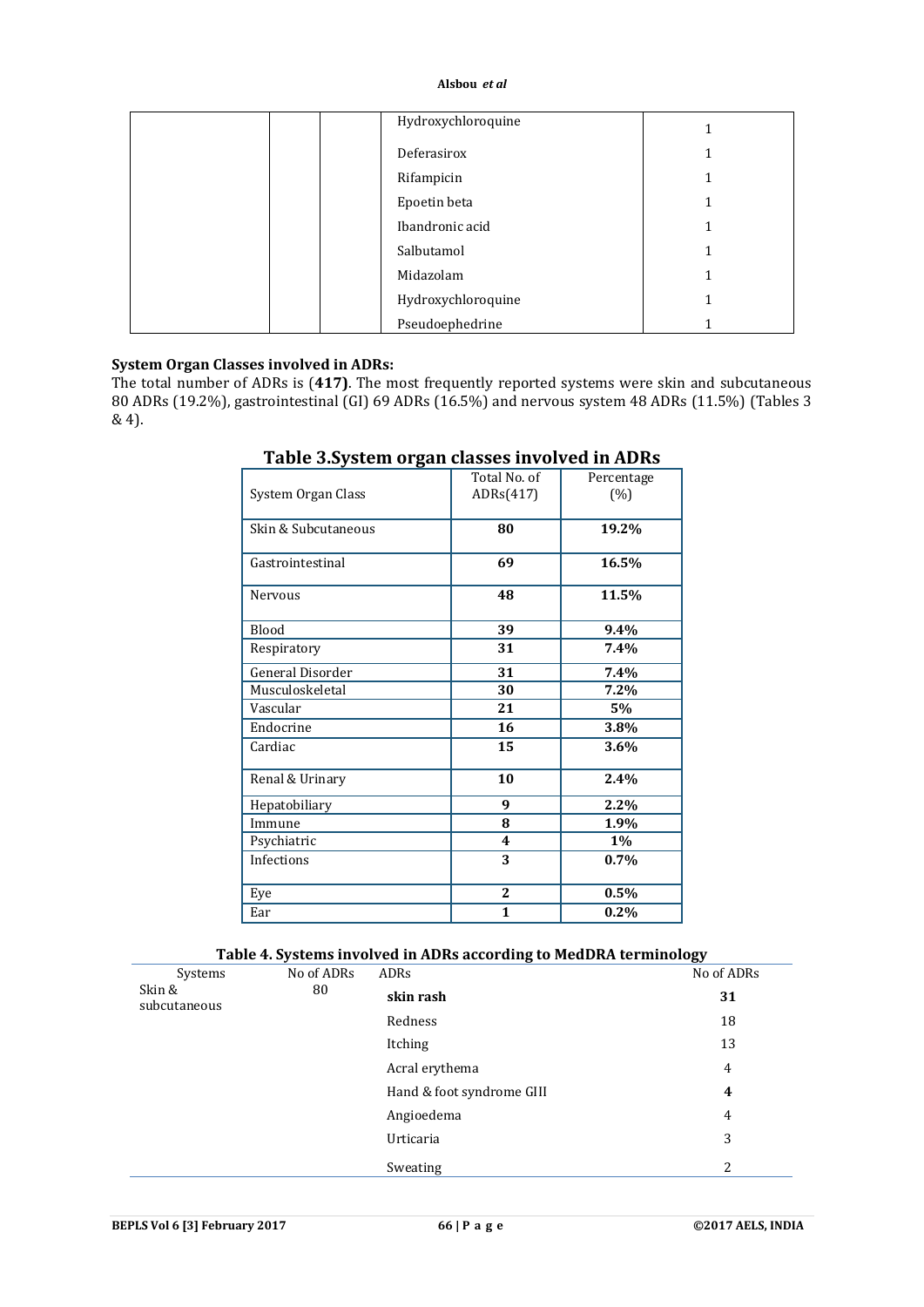| | | | Hydroxychloroquine | 1 |
|---|---|---|---|---|
| | | | Deferasirox | 1 |
| | | | Rifampicin | 1 |
| | | | Epoetin beta | 1 |
| | | | Ibandronic acid | 1 |
| | | | Salbutamol | 1 |
| | | | Midazolam | 1 |
| | | | Hydroxychloroquine | 1 |
| | | | Pseudoephedrine | 1 |

**System Organ Classes involved in ADRs:**
The total number of ADRs is (**417)**. The most frequently reported systems were skin and subcutaneous 80 ADRs (19.2%), gastrointestinal (GI) 69 ADRs (16.5%) and nervous system 48 ADRs (11.5%) (Tables 3 & 4).

**Table 3.System organ classes involved in ADRs**

| System Organ Class | Total No. of ADRs(417) | Percentage (%) |
|---|---|---|
| Skin & Subcutaneous | **80** | **19.2%** |
| Gastrointestinal | **69** | **16.5%** |
| Nervous | **48** | **11.5%** |
| Blood | **39** | **9.4%** |
| Respiratory | **31** | **7.4%** |
| General Disorder | **31** | **7.4%** |
| Musculoskeletal | **30** | **7.2%** |
| Vascular | **21** | **5%** |
| Endocrine | **16** | **3.8%** |
| Cardiac | **15** | **3.6%** |
| Renal & Urinary | **10** | **2.4%** |
| Hepatobiliary | **9** | **2.2%** |
| Immune | **8** | **1.9%** |
| Psychiatric | **4** | **1%** |
| Infections | **3** | **0.7%** |
| Eye | **2** | **0.5%** |
| Ear | **1** | **0.2%** |

**Table 4. Systems involved in ADRs according to MedDRA terminology**

| Systems | No of ADRs | ADRs | No of ADRs |
|---|---|---|---|
| Skin & subcutaneous | 80 | **skin rash** | **31** |
| | | Redness | 18 |
| | | Itching | 13 |
| | | Acral erythema | 4 |
| | | Hand & foot syndrome GIII | **4** |
| | | Angioedema | 4 |
| | | Urticaria | 3 |
| | | Sweating | 2 |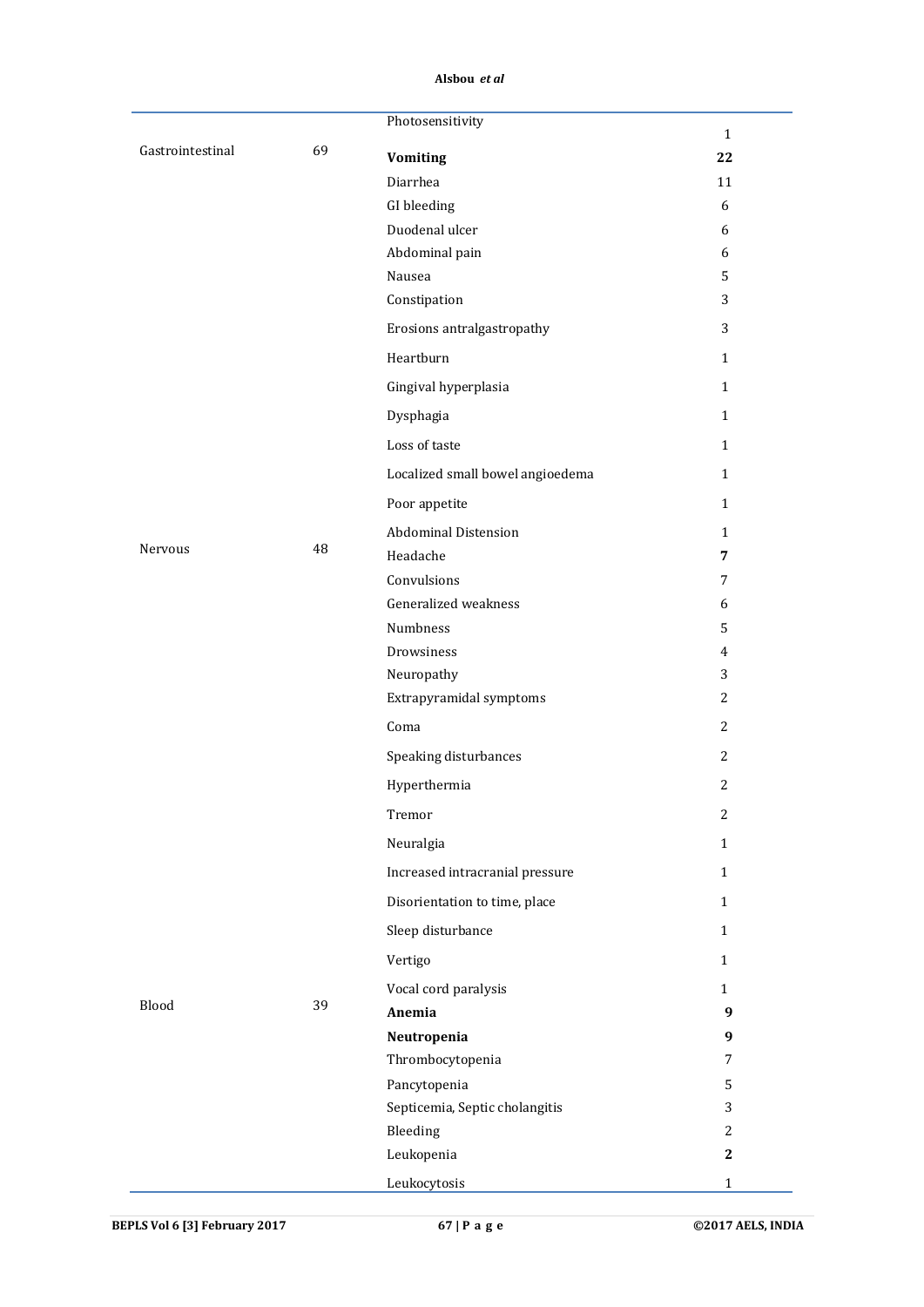| | | | |
|---|---|---|---|
| | | Photosensitivity | 1 |
| Gastrointestinal | 69 | **Vomiting** | **22** |
| | | Diarrhea | 11 |
| | | GI bleeding | 6 |
| | | Duodenal ulcer | 6 |
| | | Abdominal pain | 6 |
| | | Nausea | 5 |
| | | Constipation | 3 |
| | | Erosions antralgastropathy | 3 |
| | | Heartburn | 1 |
| | | Gingival hyperplasia | 1 |
| | | Dysphagia | 1 |
| | | Loss of taste | 1 |
| | | Localized small bowel angioedema | 1 |
| | | Poor appetite | 1 |
| | | Abdominal Distension | 1 |
| Nervous | 48 | Headache | **7** |
| | | Convulsions | 7 |
| | | Generalized weakness | 6 |
| | | Numbness | 5 |
| | | Drowsiness | 4 |
| | | Neuropathy | 3 |
| | | Extrapyramidal symptoms | 2 |
| | | Coma | 2 |
| | | Speaking disturbances | 2 |
| | | Hyperthermia | 2 |
| | | Tremor | 2 |
| | | Neuralgia | 1 |
| | | Increased intracranial pressure | 1 |
| | | Disorientation to time, place | 1 |
| | | Sleep disturbance | 1 |
| | | Vertigo | 1 |
| | | Vocal cord paralysis | 1 |
| Blood | 39 | **Anemia** | **9** |
| | | **Neutropenia** | **9** |
| | | Thrombocytopenia | 7 |
| | | Pancytopenia | 5 |
| | | Septicemia, Septic cholangitis | 3 |
| | | Bleeding | 2 |
| | | Leukopenia | **2** |
| | | Leukocytosis | 1 |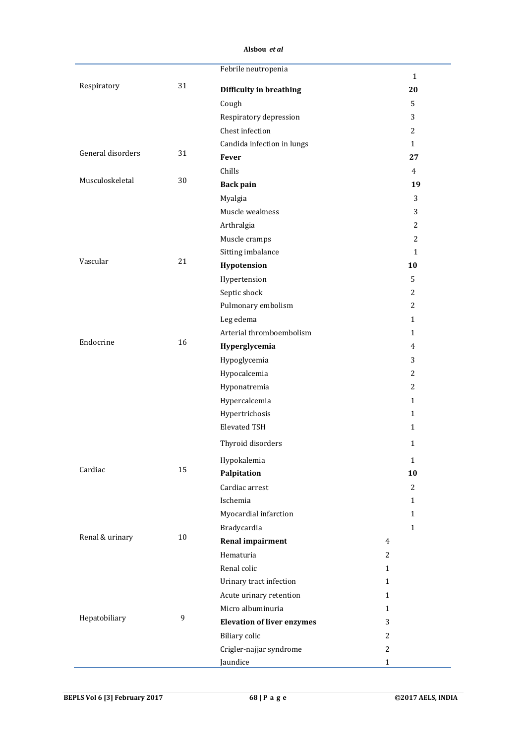| | | | |
|---|---|---|---|
| | | Febrile neutropenia | 1 |
| Respiratory | 31 | **Difficulty in breathing** | **20** |
| | | Cough | 5 |
| | | Respiratory depression | 3 |
| | | Chest infection | 2 |
| | | Candida infection in lungs | 1 |
| General disorders | 31 | **Fever** | **27** |
| | | Chills | 4 |
| Musculoskeletal | 30 | **Back pain** | **19** |
| | | Myalgia | 3 |
| | | Muscle weakness | 3 |
| | | Arthralgia | 2 |
| | | Muscle cramps | 2 |
| | | Sitting imbalance | 1 |
| Vascular | 21 | **Hypotension** | **10** |
| | | Hypertension | 5 |
| | | Septic shock | 2 |
| | | Pulmonary embolism | 2 |
| | | Leg edema | 1 |
| | | Arterial thromboembolism | 1 |
| Endocrine | 16 | **Hyperglycemia** | 4 |
| | | Hypoglycemia | 3 |
| | | Hypocalcemia | 2 |
| | | Hyponatremia | 2 |
| | | Hypercalcemia | 1 |
| | | Hypertrichosis | 1 |
| | | Elevated TSH | 1 |
| | | Thyroid disorders | 1 |
| | | Hypokalemia | 1 |
| Cardiac | 15 | **Palpitation** | **10** |
| | | Cardiac arrest | 2 |
| | | Ischemia | 1 |
| | | Myocardial infarction | 1 |
| | | Bradycardia | 1 |
| Renal & urinary | 10 | **Renal impairment** | 4 |
| | | Hematuria | 2 |
| | | Renal colic | 1 |
| | | Urinary tract infection | 1 |
| | | Acute urinary retention | 1 |
| | | Micro albuminuria | 1 |
| Hepatobiliary | 9 | **Elevation of liver enzymes** | 3 |
| | | Biliary colic | 2 |
| | | Crigler-najjar syndrome | 2 |
| | | Jaundice | 1 |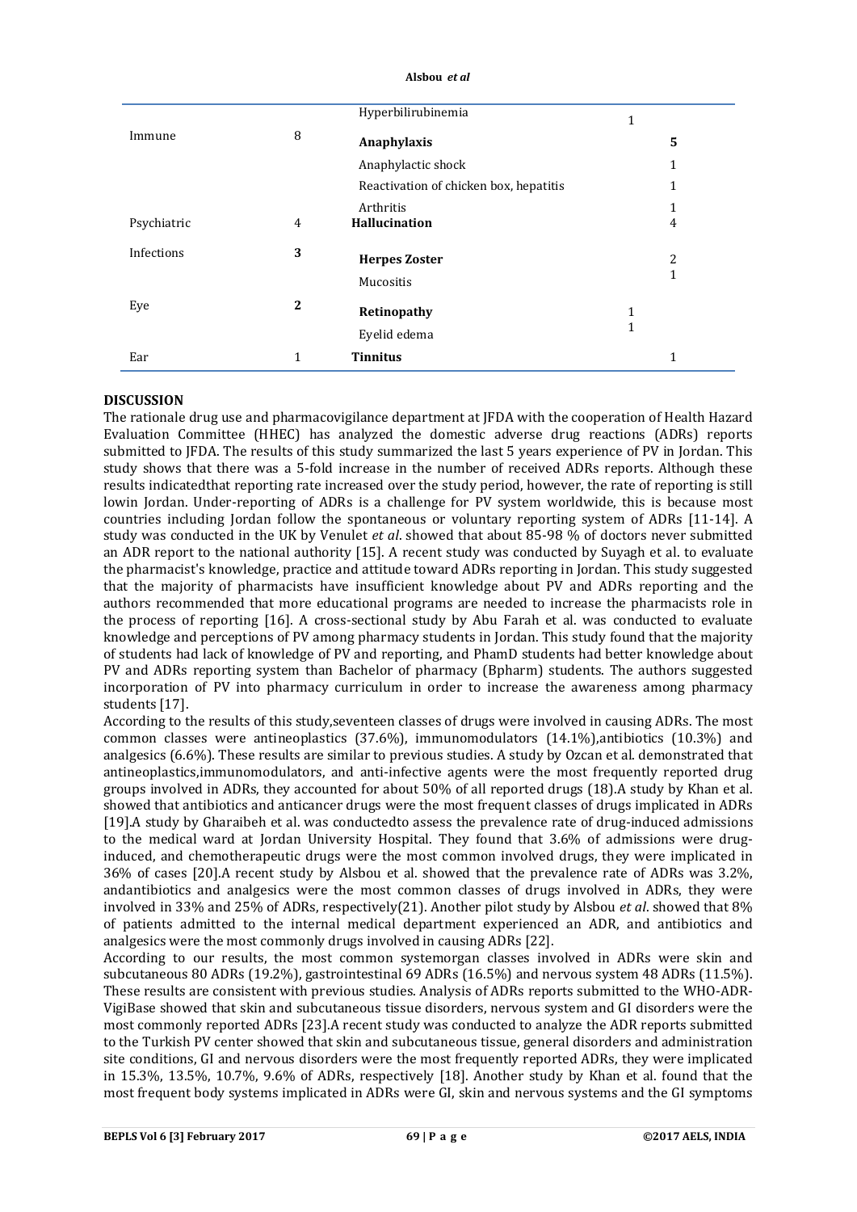|  |  | Hyperbilirubinemia | 1 |
|---|---|---|---|
| Immune | 8 | **Anaphylaxis** | **5** |
|  |  | Anaphylactic shock | 1 |
|  |  | Reactivation of chicken box, hepatitis | 1 |
|  |  | Arthritis | 1 |
| Psychiatric | 4 | **Hallucination** | 4 |
| Infections | **3** | **Herpes Zoster** | 2 |
|  |  | Mucositis | 1 |
| Eye | **2** | **Retinopathy** | 1 |
|  |  | Eyelid edema | 1 |
| Ear | 1 | **Tinnitus** | 1 |

**DISCUSSION**

The rationale drug use and pharmacovigilance department at JFDA with the cooperation of Health Hazard Evaluation Committee (HHEC) has analyzed the domestic adverse drug reactions (ADRs) reports submitted to JFDA. The results of this study summarized the last 5 years experience of PV in Jordan. This study shows that there was a 5-fold increase in the number of received ADRs reports. Although these results indicatedthat reporting rate increased over the study period, however, the rate of reporting is still lowin Jordan. Under-reporting of ADRs is a challenge for PV system worldwide, this is because most countries including Jordan follow the spontaneous or voluntary reporting system of ADRs [11-14]. A study was conducted in the UK by Venulet *et al*. showed that about 85-98 % of doctors never submitted an ADR report to the national authority [15]. A recent study was conducted by Suyagh et al. to evaluate the pharmacist's knowledge, practice and attitude toward ADRs reporting in Jordan. This study suggested that the majority of pharmacists have insufficient knowledge about PV and ADRs reporting and the authors recommended that more educational programs are needed to increase the pharmacists role in the process of reporting [16]. A cross-sectional study by Abu Farah et al. was conducted to evaluate knowledge and perceptions of PV among pharmacy students in Jordan. This study found that the majority of students had lack of knowledge of PV and reporting, and PhamD students had better knowledge about PV and ADRs reporting system than Bachelor of pharmacy (Bpharm) students. The authors suggested incorporation of PV into pharmacy curriculum in order to increase the awareness among pharmacy students [17].

According to the results of this study,seventeen classes of drugs were involved in causing ADRs. The most common classes were antineoplastics (37.6%), immunomodulators (14.1%),antibiotics (10.3%) and analgesics (6.6%). These results are similar to previous studies. A study by Ozcan et al. demonstrated that antineoplastics,immunomodulators, and anti-infective agents were the most frequently reported drug groups involved in ADRs, they accounted for about 50% of all reported drugs (18).A study by Khan et al. showed that antibiotics and anticancer drugs were the most frequent classes of drugs implicated in ADRs [19].A study by Gharaibeh et al. was conductedto assess the prevalence rate of drug-induced admissions to the medical ward at Jordan University Hospital. They found that 3.6% of admissions were drug-induced, and chemotherapeutic drugs were the most common involved drugs, they were implicated in 36% of cases [20].A recent study by Alsbou et al. showed that the prevalence rate of ADRs was 3.2%, andantibiotics and analgesics were the most common classes of drugs involved in ADRs, they were involved in 33% and 25% of ADRs, respectively(21). Another pilot study by Alsbou *et al*. showed that 8% of patients admitted to the internal medical department experienced an ADR, and antibiotics and analgesics were the most commonly drugs involved in causing ADRs [22].

According to our results, the most common systemorgan classes involved in ADRs were skin and subcutaneous 80 ADRs (19.2%), gastrointestinal 69 ADRs (16.5%) and nervous system 48 ADRs (11.5%). These results are consistent with previous studies. Analysis of ADRs reports submitted to the WHO-ADR-VigiBase showed that skin and subcutaneous tissue disorders, nervous system and GI disorders were the most commonly reported ADRs [23].A recent study was conducted to analyze the ADR reports submitted to the Turkish PV center showed that skin and subcutaneous tissue, general disorders and administration site conditions, GI and nervous disorders were the most frequently reported ADRs, they were implicated in 15.3%, 13.5%, 10.7%, 9.6% of ADRs, respectively [18]. Another study by Khan et al. found that the most frequent body systems implicated in ADRs were GI, skin and nervous systems and the GI symptoms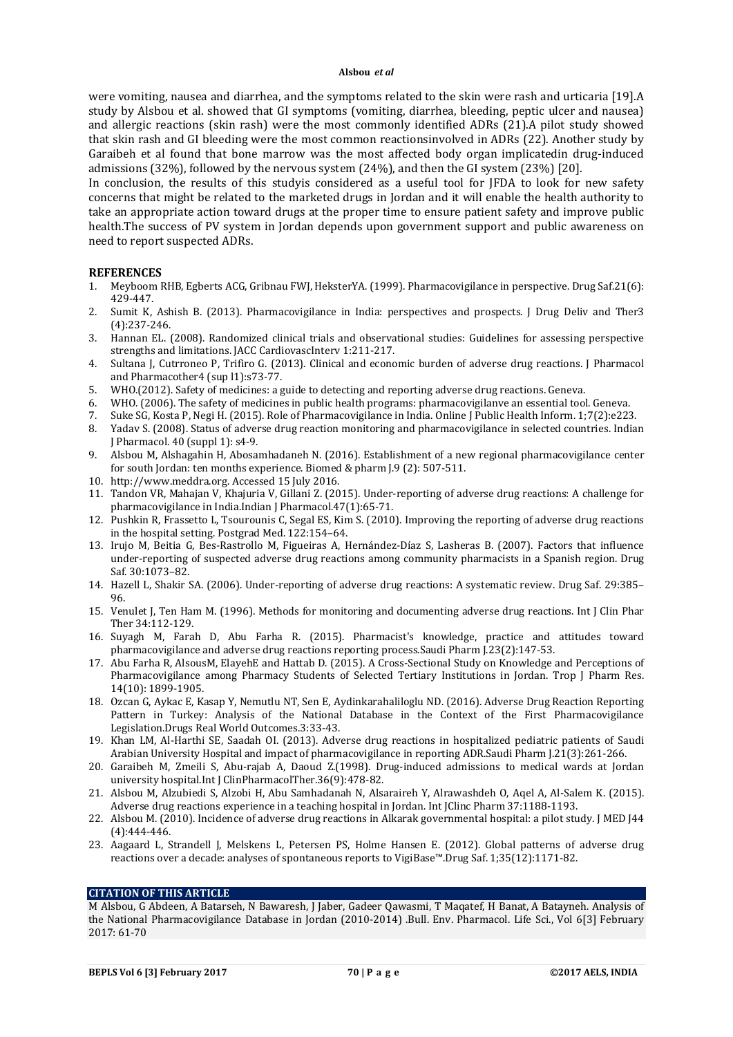were vomiting, nausea and diarrhea, and the symptoms related to the skin were rash and urticaria [19].A study by Alsbou et al. showed that GI symptoms (vomiting, diarrhea, bleeding, peptic ulcer and nausea) and allergic reactions (skin rash) were the most commonly identified ADRs (21).A pilot study showed that skin rash and GI bleeding were the most common reactionsinvolved in ADRs (22). Another study by Garaibeh et al found that bone marrow was the most affected body organ implicatedin drug-induced admissions (32%), followed by the nervous system (24%), and then the GI system (23%) [20].

In conclusion, the results of this studyis considered as a useful tool for JFDA to look for new safety concerns that might be related to the marketed drugs in Jordan and it will enable the health authority to take an appropriate action toward drugs at the proper time to ensure patient safety and improve public health.The success of PV system in Jordan depends upon government support and public awareness on need to report suspected ADRs.

## REFERENCES

1. Meyboom RHB, Egberts ACG, Gribnau FWJ, HeksterYA. (1999). Pharmacovigilance in perspective. Drug Saf.21(6): 429-447.
2. Sumit K, Ashish B. (2013). Pharmacovigilance in India: perspectives and prospects. J Drug Deliv and Ther3 (4):237-246.
3. Hannan EL. (2008). Randomized clinical trials and observational studies: Guidelines for assessing perspective strengths and limitations. JACC CardiovascInterv 1:211-217.
4. Sultana J, Cutrroneo P, Trifiro G. (2013). Clinical and economic burden of adverse drug reactions. J Pharmacol and Pharmacother4 (sup l1):s73-77.
5. WHO.(2012). Safety of medicines: a guide to detecting and reporting adverse drug reactions. Geneva.
6. WHO. (2006). The safety of medicines in public health programs: pharmacovigilanve an essential tool. Geneva.
7. Suke SG, Kosta P, Negi H. (2015). Role of Pharmacovigilance in India. Online J Public Health Inform. 1;7(2):e223.
8. Yadav S. (2008). Status of adverse drug reaction monitoring and pharmacovigilance in selected countries. Indian J Pharmacol. 40 (suppl 1): s4-9.
9. Alsbou M, Alshagahin H, Abosamhadaneh N. (2016). Establishment of a new regional pharmacovigilance center for south Jordan: ten months experience. Biomed & pharm J.9 (2): 507-511.
10. http://www.meddra.org. Accessed 15 July 2016.
11. Tandon VR, Mahajan V, Khajuria V, Gillani Z. (2015). Under-reporting of adverse drug reactions: A challenge for pharmacovigilance in India.Indian J Pharmacol.47(1):65-71.
12. Pushkin R, Frassetto L, Tsourounis C, Segal ES, Kim S. (2010). Improving the reporting of adverse drug reactions in the hospital setting. Postgrad Med. 122:154–64.
13. Irujo M, Beitia G, Bes-Rastrollo M, Figueiras A, Hernández-Díaz S, Lasheras B. (2007). Factors that influence under-reporting of suspected adverse drug reactions among community pharmacists in a Spanish region. Drug Saf. 30:1073–82.
14. Hazell L, Shakir SA. (2006). Under-reporting of adverse drug reactions: A systematic review. Drug Saf. 29:385–96.
15. Venulet J, Ten Ham M. (1996). Methods for monitoring and documenting adverse drug reactions. Int J Clin Phar Ther 34:112-129.
16. Suyagh M, Farah D, Abu Farha R. (2015). Pharmacist's knowledge, practice and attitudes toward pharmacovigilance and adverse drug reactions reporting process.Saudi Pharm J.23(2):147-53.
17. Abu Farha R, AlsousM, ElayehE and Hattab D. (2015). A Cross-Sectional Study on Knowledge and Perceptions of Pharmacovigilance among Pharmacy Students of Selected Tertiary Institutions in Jordan. Trop J Pharm Res. 14(10): 1899-1905.
18. Ozcan G, Aykac E, Kasap Y, Nemutlu NT, Sen E, Aydinkarahaliloglu ND. (2016). Adverse Drug Reaction Reporting Pattern in Turkey: Analysis of the National Database in the Context of the First Pharmacovigilance Legislation.Drugs Real World Outcomes.3:33-43.
19. Khan LM, Al-Harthi SE, Saadah OI. (2013). Adverse drug reactions in hospitalized pediatric patients of Saudi Arabian University Hospital and impact of pharmacovigilance in reporting ADR.Saudi Pharm J.21(3):261-266.
20. Garaibeh M, Zmeili S, Abu-rajab A, Daoud Z.(1998). Drug-induced admissions to medical wards at Jordan university hospital.Int J ClinPharmacolTher.36(9):478-82.
21. Alsbou M, Alzubiedi S, Alzobi H, Abu Samhadanah N, Alsaraireh Y, Alrawashdeh O, Aqel A, Al-Salem K. (2015). Adverse drug reactions experience in a teaching hospital in Jordan. Int JClinc Pharm 37:1188-1193.
22. Alsbou M. (2010). Incidence of adverse drug reactions in Alkarak governmental hospital: a pilot study. J MED J44 (4):444-446.
23. Aagaard L, Strandell J, Melskens L, Petersen PS, Holme Hansen E. (2012). Global patterns of adverse drug reactions over a decade: analyses of spontaneous reports to VigiBase™.Drug Saf. 1;35(12):1171-82.

**CITATION OF THIS ARTICLE**

M Alsbou, G Abdeen, A Batarseh, N Bawaresh, J Jaber, Gadeer Qawasmi, T Maqatef, H Banat, A Batayneh. Analysis of the National Pharmacovigilance Database in Jordan (2010-2014) .Bull. Env. Pharmacol. Life Sci., Vol 6[3] February 2017: 61-70